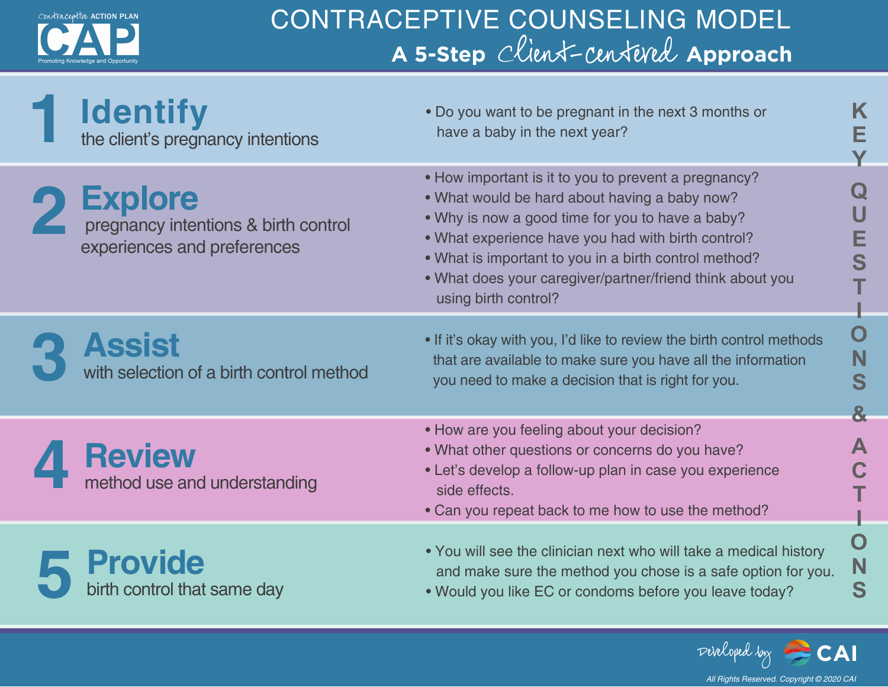Contraceptive ACTION PLAN

**CAP**

Promoting Knowledge and Opportunity

# CONTRACEPTIVE COUNSELING MODEL

## A 5-Step *Client-centered* Approach

**KEY QUESTIONS & ACTIONS**

## 1 Identify
the client's pregnancy intentions

- Do you want to be pregnant in the next 3 months or have a baby in the next year?

## 2 Explore
pregnancy intentions & birth control experiences and preferences

- How important is it to you to prevent a pregnancy?
- What would be hard about having a baby now?
- Why is now a good time for you to have a baby?
- What experience have you had with birth control?
- What is important to you in a birth control method?
- What does your caregiver/partner/friend think about you using birth control?

## 3 Assist
with selection of a birth control method

- If it's okay with you, I'd like to review the birth control methods that are available to make sure you have all the information you need to make a decision that is right for you.

## 4 Review
method use and understanding

- How are you feeling about your decision?
- What other questions or concerns do you have?
- Let's develop a follow-up plan in case you experience side effects.
- Can you repeat back to me how to use the method?

## 5 Provide
birth control that same day

- You will see the clinician next who will take a medical history and make sure the method you chose is a safe option for you.
- Would you like EC or condoms before you leave today?

*Developed by* CAI

*All Rights Reserved. Copyright © 2020 CAI*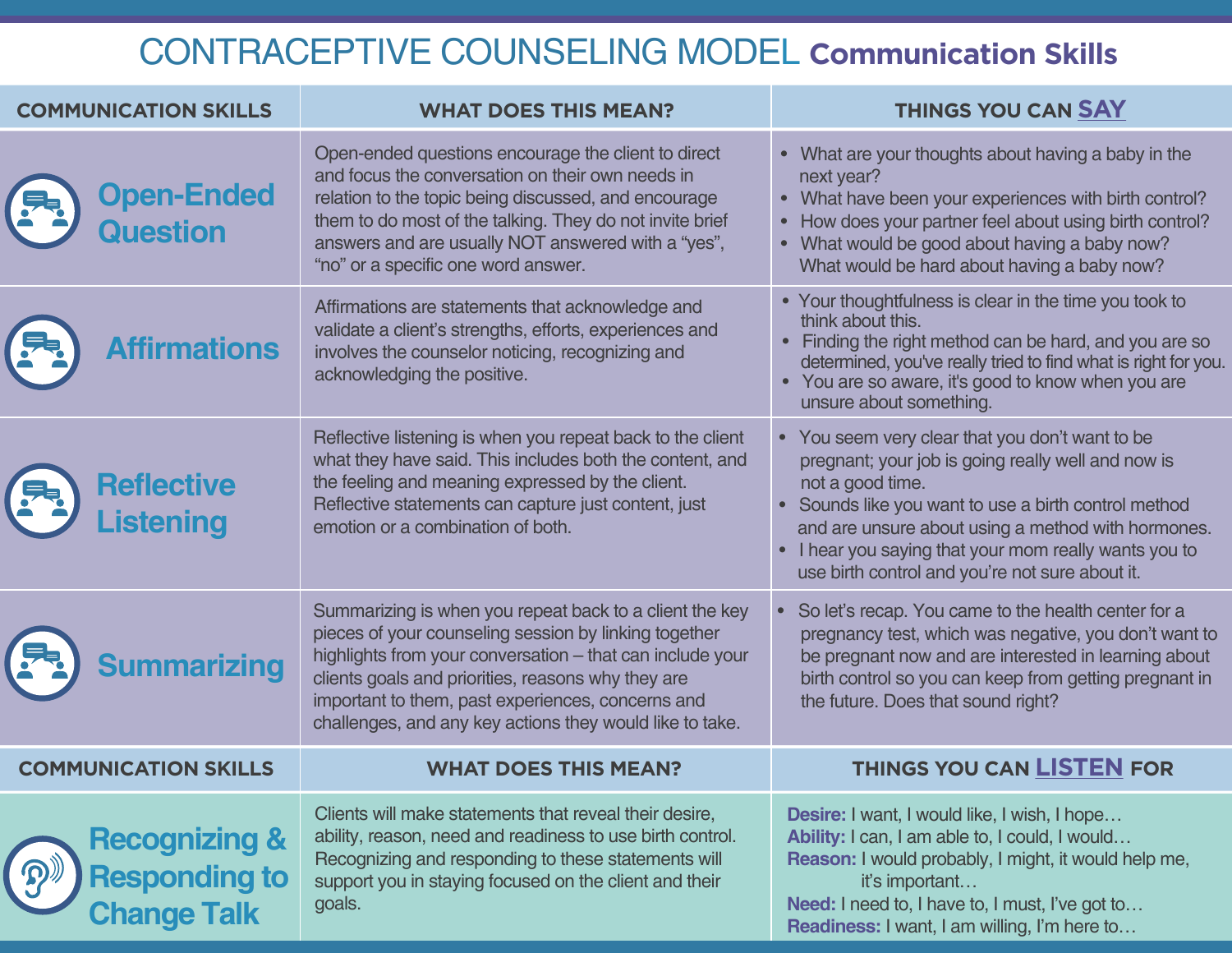# CONTRACEPTIVE COUNSELING MODEL Communication Skills

| COMMUNICATION SKILLS | WHAT DOES THIS MEAN? | THINGS YOU CAN SAY |
|---|---|---|
| **Open-Ended Question** | Open-ended questions encourage the client to direct and focus the conversation on their own needs in relation to the topic being discussed, and encourage them to do most of the talking. They do not invite brief answers and are usually NOT answered with a "yes", "no" or a specific one word answer. | • What are your thoughts about having a baby in the next year?<br>• What have been your experiences with birth control?<br>• How does your partner feel about using birth control?<br>• What would be good about having a baby now? What would be hard about having a baby now? |
| **Affirmations** | Affirmations are statements that acknowledge and validate a client's strengths, efforts, experiences and involves the counselor noticing, recognizing and acknowledging the positive. | • Your thoughtfulness is clear in the time you took to think about this.<br>• Finding the right method can be hard, and you are so determined, you've really tried to find what is right for you.<br>• You are so aware, it's good to know when you are unsure about something. |
| **Reflective Listening** | Reflective listening is when you repeat back to the client what they have said. This includes both the content, and the feeling and meaning expressed by the client. Reflective statements can capture just content, just emotion or a combination of both. | • You seem very clear that you don't want to be pregnant; your job is going really well and now is not a good time.<br>• Sounds like you want to use a birth control method and are unsure about using a method with hormones.<br>• I hear you saying that your mom really wants you to use birth control and you're not sure about it. |
| **Summarizing** | Summarizing is when you repeat back to a client the key pieces of your counseling session by linking together highlights from your conversation – that can include your clients goals and priorities, reasons why they are important to them, past experiences, concerns and challenges, and any key actions they would like to take. | • So let's recap. You came to the health center for a pregnancy test, which was negative, you don't want to be pregnant now and are interested in learning about birth control so you can keep from getting pregnant in the future. Does that sound right? |

| COMMUNICATION SKILLS | WHAT DOES THIS MEAN? | THINGS YOU CAN LISTEN FOR |
|---|---|---|
| **Recognizing & Responding to Change Talk** | Clients will make statements that reveal their desire, ability, reason, need and readiness to use birth control. Recognizing and responding to these statements will support you in staying focused on the client and their goals. | **Desire:** I want, I would like, I wish, I hope…<br>**Ability:** I can, I am able to, I could, I would…<br>**Reason:** I would probably, I might, it would help me, it's important…<br>**Need:** I need to, I have to, I must, I've got to…<br>**Readiness:** I want, I am willing, I'm here to… |